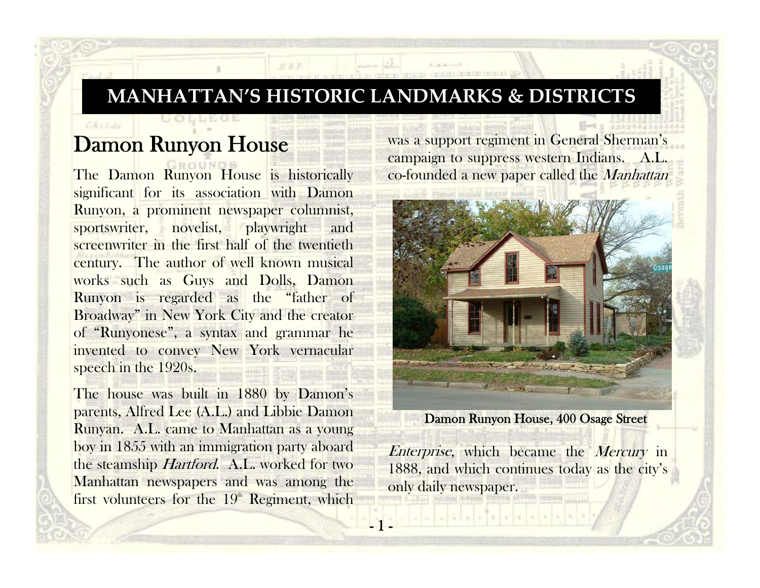# MANHATTAN'S HISTORIC LANDMARKS & DISTRICTS

## Damon Runyon House

The Damon Runyon House is historically significant for its association with Damon Runyon, a prominent newspaper columnist, sportswriter, novelist, playwright and screenwriter in the first half of the twentieth century. The author of well known musical works such as Guys and Dolls, Damon Runyon is regarded as the "father of Broadway" in New York City and the creator of "Runyonese", a syntax and grammar he invented to convey New York vernacular speech in the 1920s.

The house was built in 1880 by Damon's parents, Alfred Lee (A.L.) and Libbie Damon Runyan. A.L. came to Manhattan as a young boy in 1855 with an immigration party aboard the steamship *Hartford*. A.L. worked for two Manhattan newspapers and was among the first volunteers for the 19th Regiment, which was a support regiment in General Sherman's campaign to suppress western Indians. A.L. co-founded a new paper called the *Manhattan Enterprise*, which became the *Mercury* in 1888, and which continues today as the city's only daily newspaper.

**Damon Runyon House, 400 Osage Street**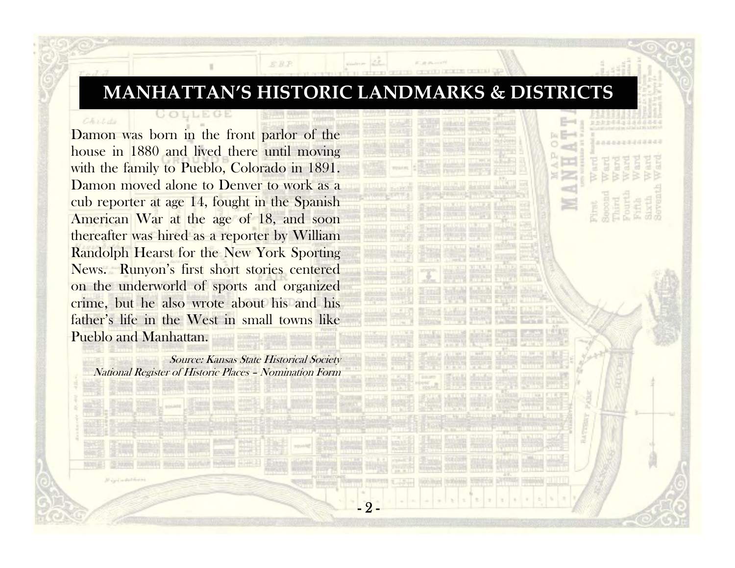# MANHATTAN'S HISTORIC LANDMARKS & DISTRICTS

Damon was born in the front parlor of the house in 1880 and lived there until moving with the family to Pueblo, Colorado in 1891. Damon moved alone to Denver to work as a cub reporter at age 14, fought in the Spanish American War at the age of 18, and soon thereafter was hired as a reporter by William Randolph Hearst for the New York Sporting News. Runyon's first short stories centered on the underworld of sports and organized crime, but he also wrote about his and his father's life in the West in small towns like Pueblo and Manhattan.

*Source: Kansas State Historical Society*
*National Register of Historic Places – Nomination Form*